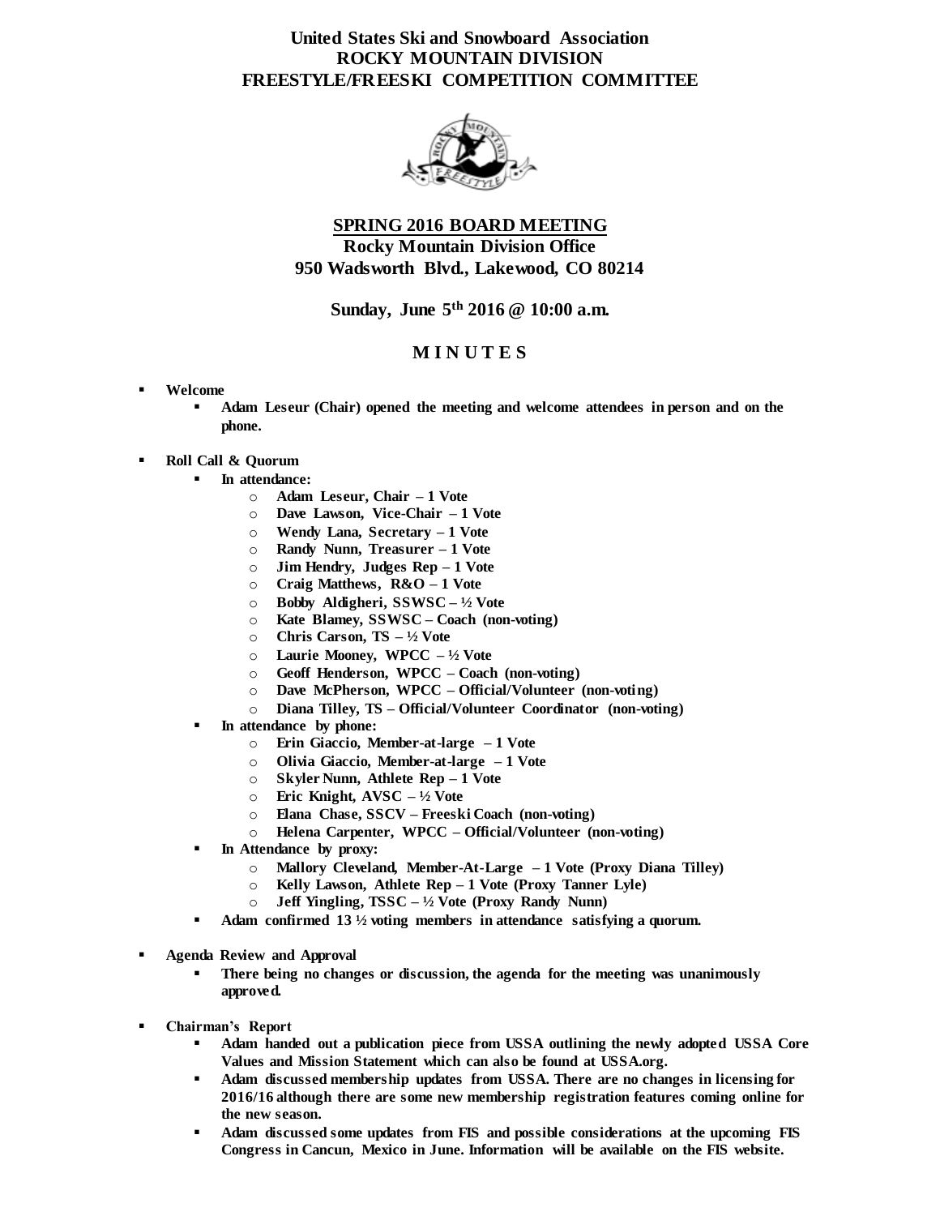# United States Ski and Snowboard Association
# ROCKY MOUNTAIN DIVISION
# FREESTYLE/FREESKI COMPETITION COMMITTEE

## SPRING 2016 BOARD MEETING

**Rocky Mountain Division Office**
**950 Wadsworth Blvd., Lakewood, CO 80214**

**Sunday, June 5th 2016 @ 10:00 a.m.**

## M I N U T E S

- **Welcome**
  - **Adam Leseur (Chair) opened the meeting and welcome attendees in person and on the phone.**

- **Roll Call & Quorum**
  - **In attendance:**
    - **Adam Leseur, Chair – 1 Vote**
    - **Dave Lawson, Vice-Chair – 1 Vote**
    - **Wendy Lana, Secretary – 1 Vote**
    - **Randy Nunn, Treasurer – 1 Vote**
    - **Jim Hendry, Judges Rep – 1 Vote**
    - **Craig Matthews, R&O – 1 Vote**
    - **Bobby Aldigheri, SSWSC – ½ Vote**
    - **Kate Blamey, SSWSC – Coach (non-voting)**
    - **Chris Carson, TS – ½ Vote**
    - **Laurie Mooney, WPCC – ½ Vote**
    - **Geoff Henderson, WPCC – Coach (non-voting)**
    - **Dave McPherson, WPCC – Official/Volunteer (non-voting)**
    - **Diana Tilley, TS – Official/Volunteer Coordinator (non-voting)**
  - **In attendance by phone:**
    - **Erin Giaccio, Member-at-large – 1 Vote**
    - **Olivia Giaccio, Member-at-large – 1 Vote**
    - **Skyler Nunn, Athlete Rep – 1 Vote**
    - **Eric Knight, AVSC – ½ Vote**
    - **Elana Chase, SSCV – Freeski Coach (non-voting)**
    - **Helena Carpenter, WPCC – Official/Volunteer (non-voting)**
  - **In Attendance by proxy:**
    - **Mallory Cleveland, Member-At-Large – 1 Vote (Proxy Diana Tilley)**
    - **Kelly Lawson, Athlete Rep – 1 Vote (Proxy Tanner Lyle)**
    - **Jeff Yingling, TSSC – ½ Vote (Proxy Randy Nunn)**
  - **Adam confirmed 13 ½ voting members in attendance satisfying a quorum.**

- **Agenda Review and Approval**
  - **There being no changes or discussion, the agenda for the meeting was unanimously approved.**

- **Chairman's Report**
  - **Adam handed out a publication piece from USSA outlining the newly adopted USSA Core Values and Mission Statement which can also be found at USSA.org.**
  - **Adam discussed membership updates from USSA. There are no changes in licensing for 2016/16 although there are some new membership registration features coming online for the new season.**
  - **Adam discussed some updates from FIS and possible considerations at the upcoming FIS Congress in Cancun, Mexico in June. Information will be available on the FIS website.**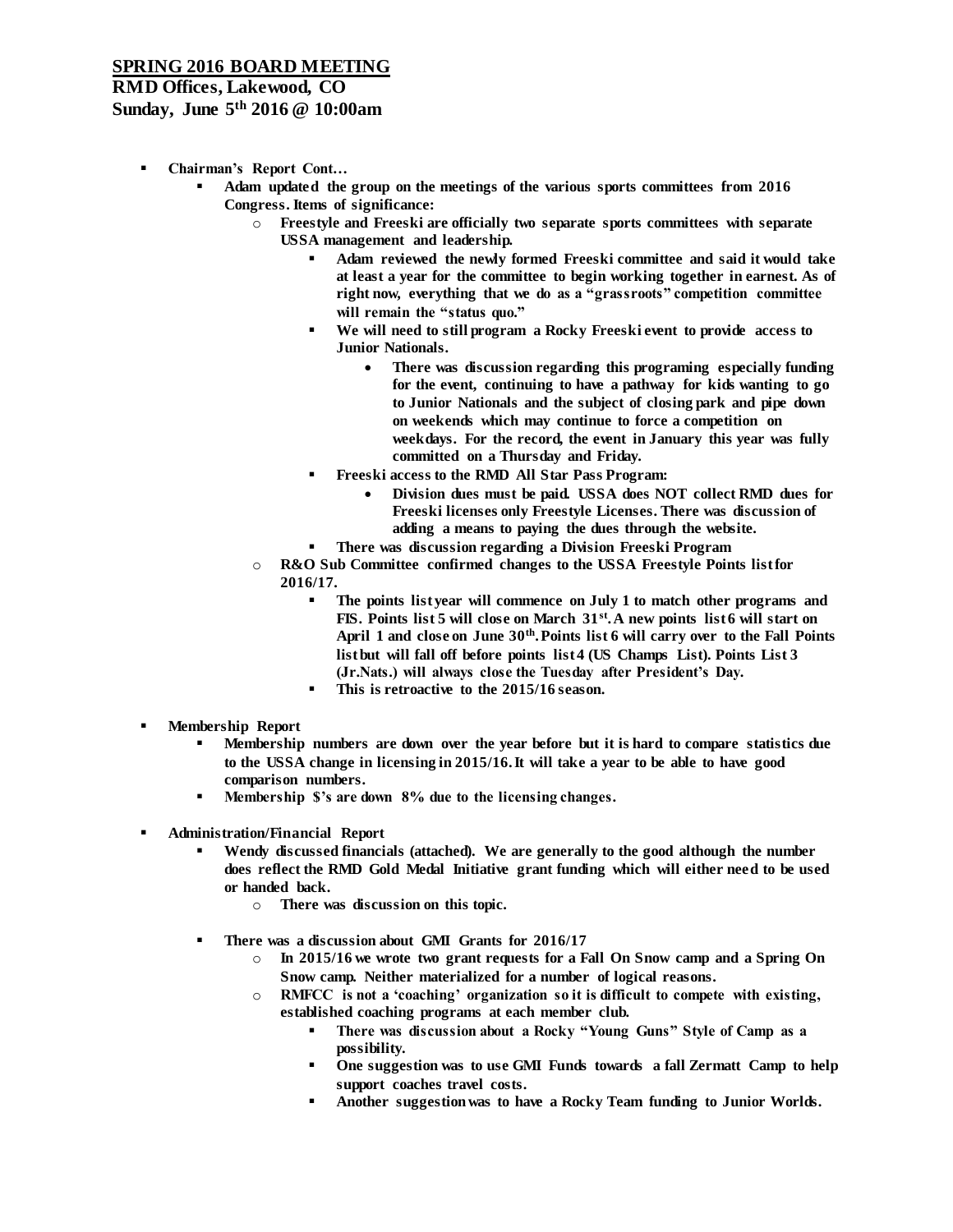## SPRING 2016 BOARD MEETING

**RMD Offices, Lakewood, CO**
**Sunday, June 5th 2016 @ 10:00am**

- **Chairman's Report Cont…**
  - **Adam updated the group on the meetings of the various sports committees from 2016 Congress. Items of significance:**
    - **Freestyle and Freeski are officially two separate sports committees with separate USSA management and leadership.**
      - **Adam reviewed the newly formed Freeski committee and said it would take at least a year for the committee to begin working together in earnest. As of right now, everything that we do as a "grassroots" competition committee will remain the "status quo."**
      - **We will need to still program a Rocky Freeski event to provide access to Junior Nationals.**
        - **There was discussion regarding this programing especially funding for the event, continuing to have a pathway for kids wanting to go to Junior Nationals and the subject of closing park and pipe down on weekends which may continue to force a competition on weekdays. For the record, the event in January this year was fully committed on a Thursday and Friday.**
      - **Freeski access to the RMD All Star Pass Program:**
        - **Division dues must be paid. USSA does NOT collect RMD dues for Freeski licenses only Freestyle Licenses. There was discussion of adding a means to paying the dues through the website.**
      - **There was discussion regarding a Division Freeski Program**
    - **R&O Sub Committee confirmed changes to the USSA Freestyle Points list for 2016/17.**
      - **The points list year will commence on July 1 to match other programs and FIS. Points list 5 will close on March 31st. A new points list 6 will start on April 1 and close on June 30th. Points list 6 will carry over to the Fall Points list but will fall off before points list 4 (US Champs List). Points List 3 (Jr.Nats.) will always close the Tuesday after President's Day.**
      - **This is retroactive to the 2015/16 season.**

- **Membership Report**
  - **Membership numbers are down over the year before but it is hard to compare statistics due to the USSA change in licensing in 2015/16. It will take a year to be able to have good comparison numbers.**
  - **Membership $'s are down 8% due to the licensing changes.**

- **Administration/Financial Report**
  - **Wendy discussed financials (attached). We are generally to the good although the number does reflect the RMD Gold Medal Initiative grant funding which will either need to be used or handed back.**
    - **There was discussion on this topic.**
  - **There was a discussion about GMI Grants for 2016/17**
    - **In 2015/16 we wrote two grant requests for a Fall On Snow camp and a Spring On Snow camp. Neither materialized for a number of logical reasons.**
    - **RMFCC is not a 'coaching' organization so it is difficult to compete with existing, established coaching programs at each member club.**
      - **There was discussion about a Rocky "Young Guns" Style of Camp as a possibility.**
      - **One suggestion was to use GMI Funds towards a fall Zermatt Camp to help support coaches travel costs.**
      - **Another suggestion was to have a Rocky Team funding to Junior Worlds.**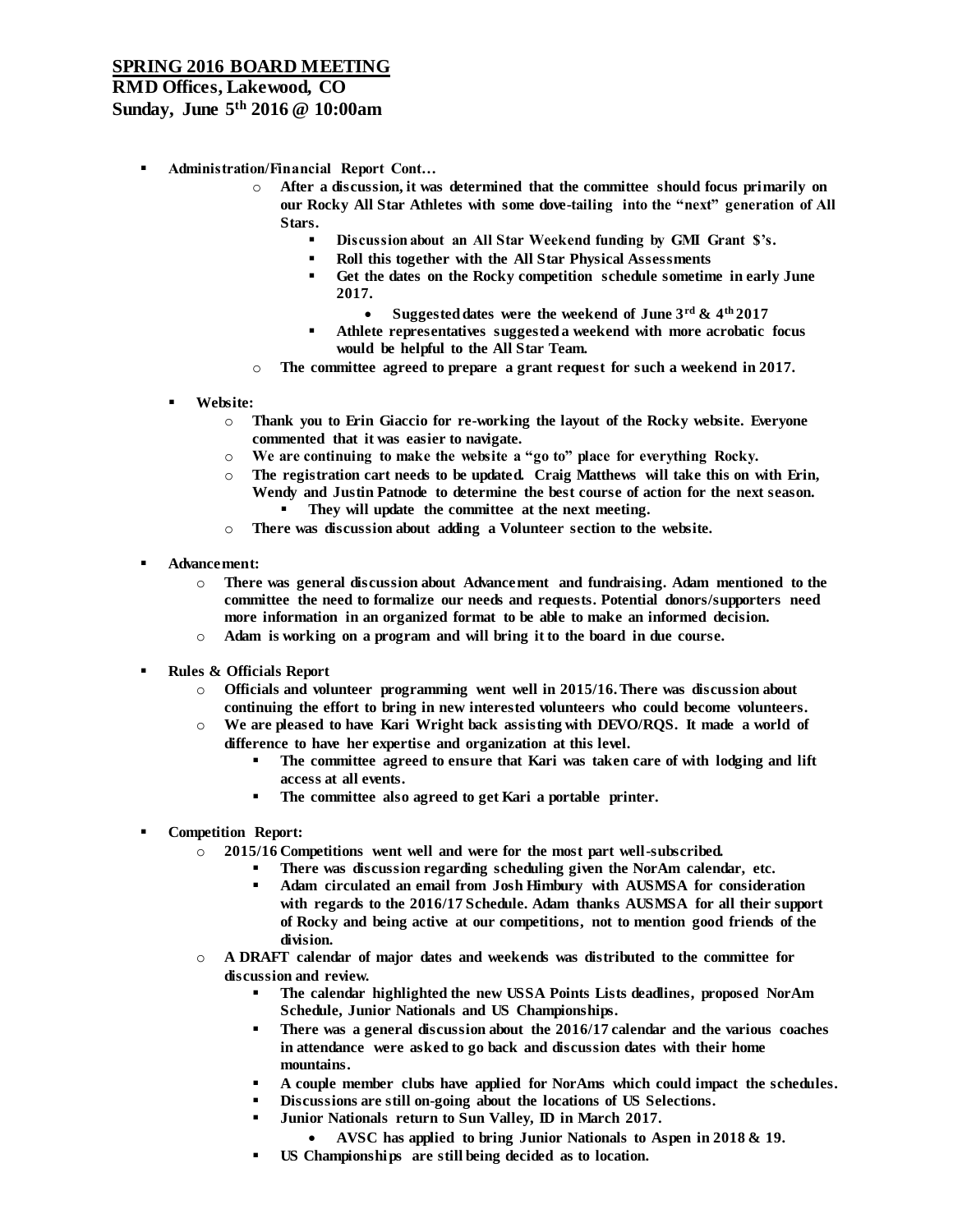## SPRING 2016 BOARD MEETING

**RMD Offices, Lakewood, CO**
**Sunday, June 5th 2016 @ 10:00am**

- **Administration/Financial Report Cont…**
  - After a discussion, it was determined that the committee should focus primarily on our Rocky All Star Athletes with some dove-tailing into the "next" generation of All Stars.
    - Discussion about an All Star Weekend funding by GMI Grant $'s.
    - Roll this together with the All Star Physical Assessments
    - Get the dates on the Rocky competition schedule sometime in early June 2017.
      - Suggested dates were the weekend of June 3rd & 4th 2017
    - Athlete representatives suggested a weekend with more acrobatic focus would be helpful to the All Star Team.
  - The committee agreed to prepare a grant request for such a weekend in 2017.

  - **Website:**
    - Thank you to Erin Giaccio for re-working the layout of the Rocky website. Everyone commented that it was easier to navigate.
    - We are continuing to make the website a "go to" place for everything Rocky.
    - The registration cart needs to be updated. Craig Matthews will take this on with Erin, Wendy and Justin Patnode to determine the best course of action for the next season.
      - They will update the committee at the next meeting.
    - There was discussion about adding a Volunteer section to the website.

- **Advancement:**
  - There was general discussion about Advancement and fundraising. Adam mentioned to the committee the need to formalize our needs and requests. Potential donors/supporters need more information in an organized format to be able to make an informed decision.
  - Adam is working on a program and will bring it to the board in due course.

- **Rules & Officials Report**
  - Officials and volunteer programming went well in 2015/16. There was discussion about continuing the effort to bring in new interested volunteers who could become volunteers.
  - We are pleased to have Kari Wright back assisting with DEVO/RQS. It made a world of difference to have her expertise and organization at this level.
    - The committee agreed to ensure that Kari was taken care of with lodging and lift access at all events.
    - The committee also agreed to get Kari a portable printer.

- **Competition Report:**
  - 2015/16 Competitions went well and were for the most part well-subscribed.
    - There was discussion regarding scheduling given the NorAm calendar, etc.
    - Adam circulated an email from Josh Himbury with AUSMSA for consideration with regards to the 2016/17 Schedule. Adam thanks AUSMSA for all their support of Rocky and being active at our competitions, not to mention good friends of the division.
  - A DRAFT calendar of major dates and weekends was distributed to the committee for discussion and review.
    - The calendar highlighted the new USSA Points Lists deadlines, proposed NorAm Schedule, Junior Nationals and US Championships.
    - There was a general discussion about the 2016/17 calendar and the various coaches in attendance were asked to go back and discussion dates with their home mountains.
    - A couple member clubs have applied for NorAms which could impact the schedules.
    - Discussions are still on-going about the locations of US Selections.
    - Junior Nationals return to Sun Valley, ID in March 2017.
      - AVSC has applied to bring Junior Nationals to Aspen in 2018 & 19.
    - US Championships are still being decided as to location.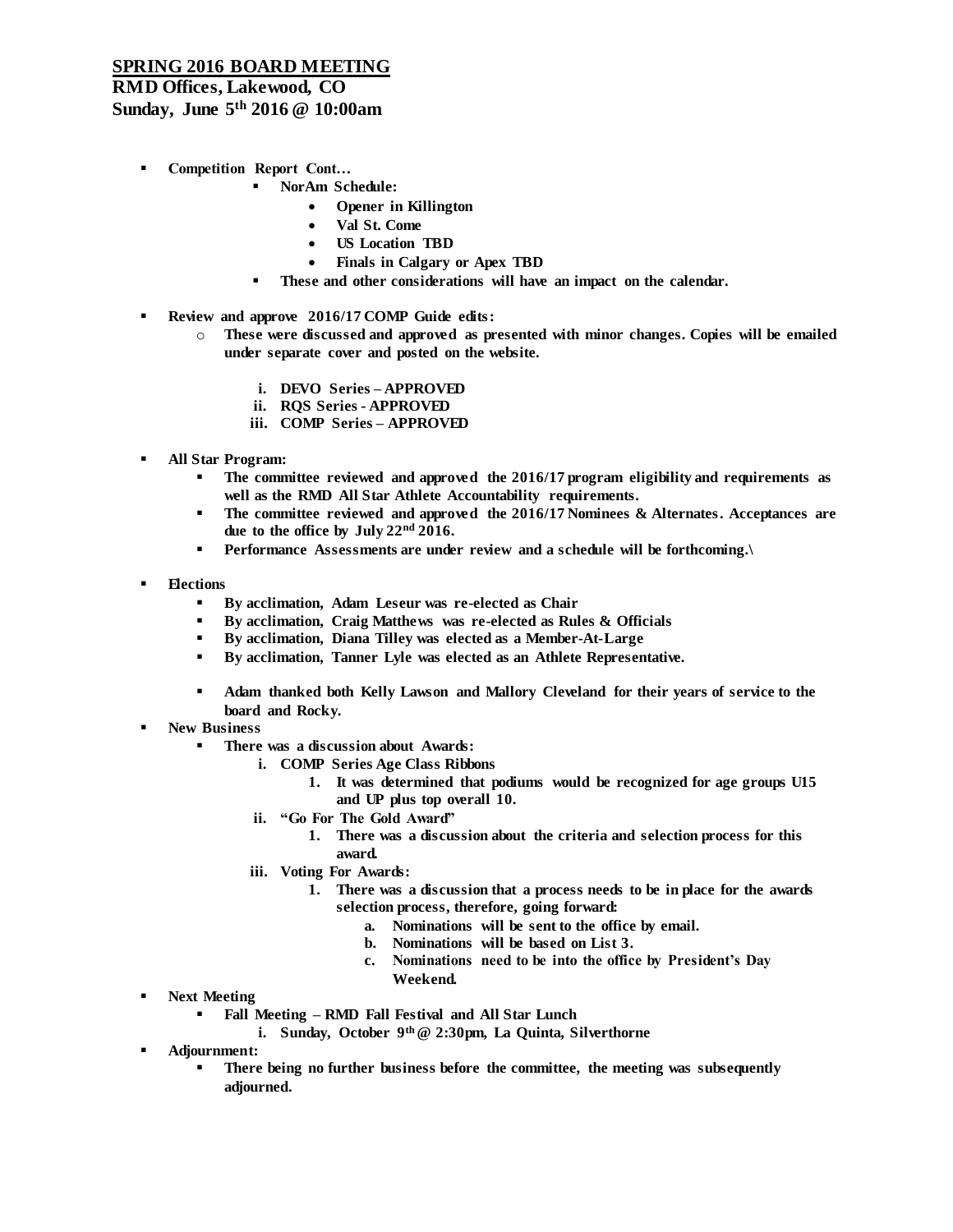**SPRING 2016 BOARD MEETING**
**RMD Offices, Lakewood, CO**
**Sunday, June 5th 2016 @ 10:00am**

- **Competition Report Cont…**
  - **NorAm Schedule:**
    - **Opener in Killington**
    - **Val St. Come**
    - **US Location TBD**
    - **Finals in Calgary or Apex TBD**
  - **These and other considerations will have an impact on the calendar.**

- **Review and approve 2016/17 COMP Guide edits:**
  - **These were discussed and approved as presented with minor changes. Copies will be emailed under separate cover and posted on the website.**

    i. **DEVO Series – APPROVED**
    ii. **RQS Series - APPROVED**
    iii. **COMP Series – APPROVED**

- **All Star Program:**
  - **The committee reviewed and approved the 2016/17 program eligibility and requirements as well as the RMD All Star Athlete Accountability requirements.**
  - **The committee reviewed and approved the 2016/17 Nominees & Alternates. Acceptances are due to the office by July 22nd 2016.**
  - **Performance Assessments are under review and a schedule will be forthcoming.\**

- **Elections**
  - **By acclimation, Adam Leseur was re-elected as Chair**
  - **By acclimation, Craig Matthews was re-elected as Rules & Officials**
  - **By acclimation, Diana Tilley was elected as a Member-At-Large**
  - **By acclimation, Tanner Lyle was elected as an Athlete Representative.**

  - **Adam thanked both Kelly Lawson and Mallory Cleveland for their years of service to the board and Rocky.**
- **New Business**
  - **There was a discussion about Awards:**
    i. **COMP Series Age Class Ribbons**
       1. **It was determined that podiums would be recognized for age groups U15 and UP plus top overall 10.**
    ii. **"Go For The Gold Award"**
       1. **There was a discussion about the criteria and selection process for this award.**
    iii. **Voting For Awards:**
       1. **There was a discussion that a process needs to be in place for the awards selection process, therefore, going forward:**
          a. **Nominations will be sent to the office by email.**
          b. **Nominations will be based on List 3.**
          c. **Nominations need to be into the office by President's Day Weekend.**
- **Next Meeting**
  - **Fall Meeting – RMD Fall Festival and All Star Lunch**
    i. **Sunday, October 9th @ 2:30pm, La Quinta, Silverthorne**
- **Adjournment:**
  - **There being no further business before the committee, the meeting was subsequently adjourned.**